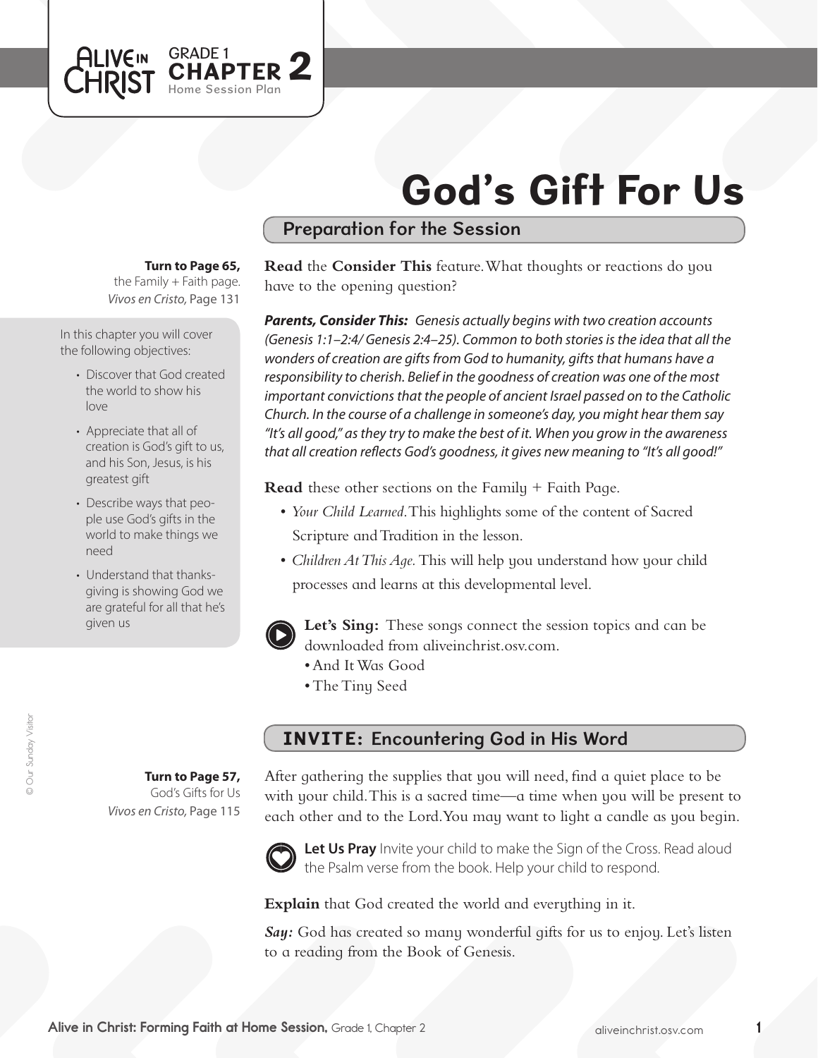# God's Gift For Us

## Preparation for the Session

**Turn to Page 65,**
the Family + Faith page.
*Vivos en Cristo,* Page 131

In this chapter you will cover the following objectives:

- Discover that God created the world to show his love
- Appreciate that all of creation is God's gift to us, and his Son, Jesus, is his greatest gift
- Describe ways that people use God's gifts in the world to make things we need
- Understand that thanksgiving is showing God we are grateful for all that he's given us

**Read** the **Consider This** feature. What thoughts or reactions do you have to the opening question?

***Parents, Consider This:*** *Genesis actually begins with two creation accounts (Genesis 1:1–2:4/ Genesis 2:4–25). Common to both stories is the idea that all the wonders of creation are gifts from God to humanity, gifts that humans have a responsibility to cherish. Belief in the goodness of creation was one of the most important convictions that the people of ancient Israel passed on to the Catholic Church. In the course of a challenge in someone's day, you might hear them say "It's all good," as they try to make the best of it. When you grow in the awareness that all creation reflects God's goodness, it gives new meaning to "It's all good!"*

**Read** these other sections on the Family + Faith Page.

- *Your Child Learned.* This highlights some of the content of Sacred Scripture and Tradition in the lesson.
- *Children At This Age.* This will help you understand how your child processes and learns at this developmental level.

**Let's Sing:** These songs connect the session topics and can be downloaded from aliveinchrist.osv.com.

- And It Was Good
- The Tiny Seed

## INVITE: Encountering God in His Word

**Turn to Page 57,**
God's Gifts for Us
*Vivos en Cristo,* Page 115

After gathering the supplies that you will need, find a quiet place to be with your child. This is a sacred time—a time when you will be present to each other and to the Lord. You may want to light a candle as you begin.

**Let Us Pray** Invite your child to make the Sign of the Cross. Read aloud the Psalm verse from the book. Help your child to respond.

**Explain** that God created the world and everything in it.

***Say:*** God has created so many wonderful gifts for us to enjoy. Let's listen to a reading from the Book of Genesis.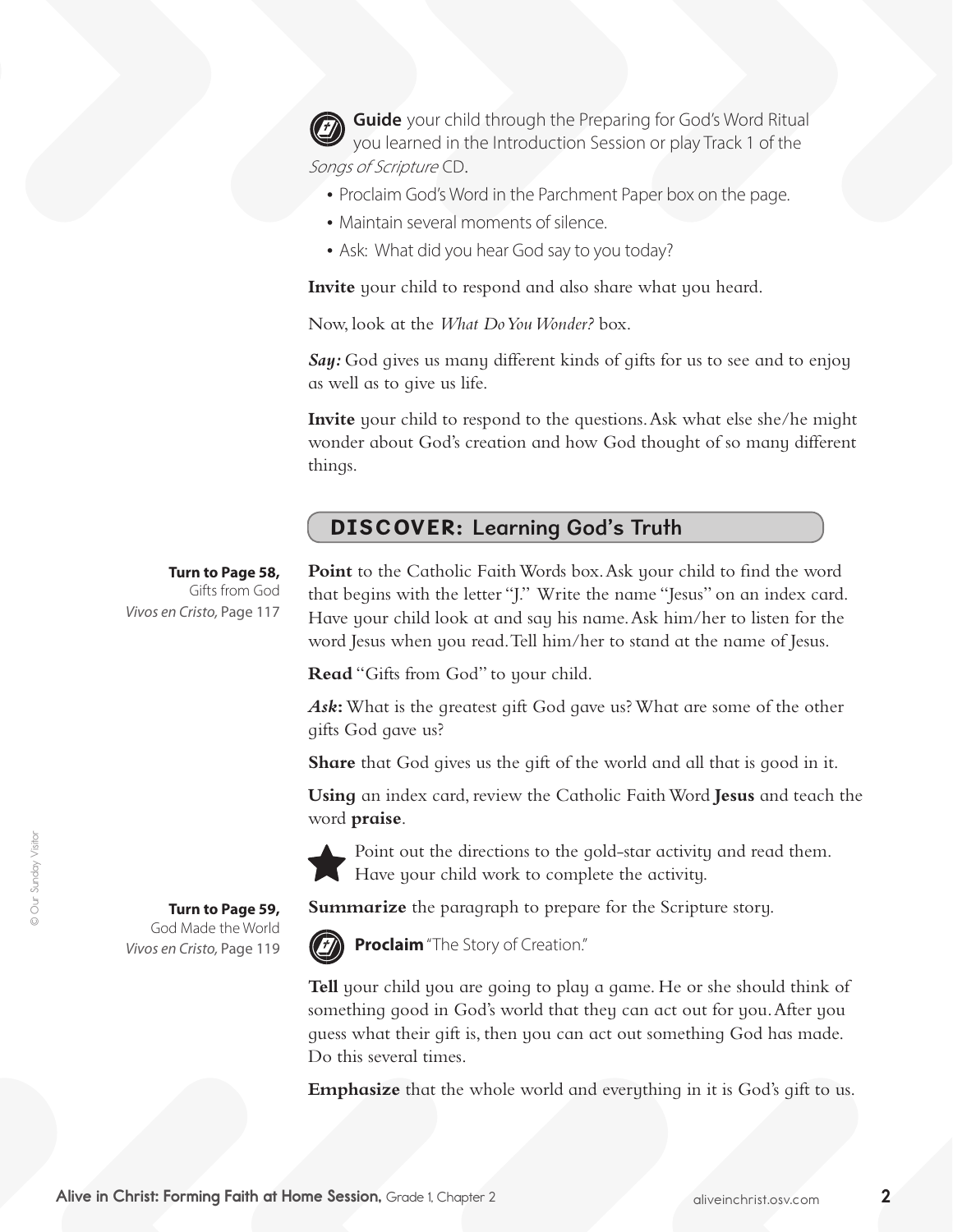**Guide** your child through the Preparing for God's Word Ritual you learned in the Introduction Session or play Track 1 of the *Songs of Scripture* CD.

- Proclaim God's Word in the Parchment Paper box on the page.
- Maintain several moments of silence.
- Ask: What did you hear God say to you today?

**Invite** your child to respond and also share what you heard.

Now, look at the *What Do You Wonder?* box.

***Say:*** God gives us many different kinds of gifts for us to see and to enjoy as well as to give us life.

**Invite** your child to respond to the questions. Ask what else she/he might wonder about God's creation and how God thought of so many different things.

## DISCOVER: Learning God's Truth

**Turn to Page 58,**
Gifts from God
*Vivos en Cristo,* Page 117

**Point** to the Catholic Faith Words box. Ask your child to find the word that begins with the letter "J." Write the name "Jesus" on an index card. Have your child look at and say his name. Ask him/her to listen for the word Jesus when you read. Tell him/her to stand at the name of Jesus.

**Read** "Gifts from God" to your child.

***Ask:*** What is the greatest gift God gave us? What are some of the other gifts God gave us?

**Share** that God gives us the gift of the world and all that is good in it.

**Using** an index card, review the Catholic Faith Word **Jesus** and teach the word **praise**.

Point out the directions to the gold-star activity and read them. Have your child work to complete the activity.

**Turn to Page 59,**
God Made the World
*Vivos en Cristo,* Page 119

**Summarize** the paragraph to prepare for the Scripture story.

**Proclaim** "The Story of Creation."

**Tell** your child you are going to play a game. He or she should think of something good in God's world that they can act out for you. After you guess what their gift is, then you can act out something God has made. Do this several times.

**Emphasize** that the whole world and everything in it is God's gift to us.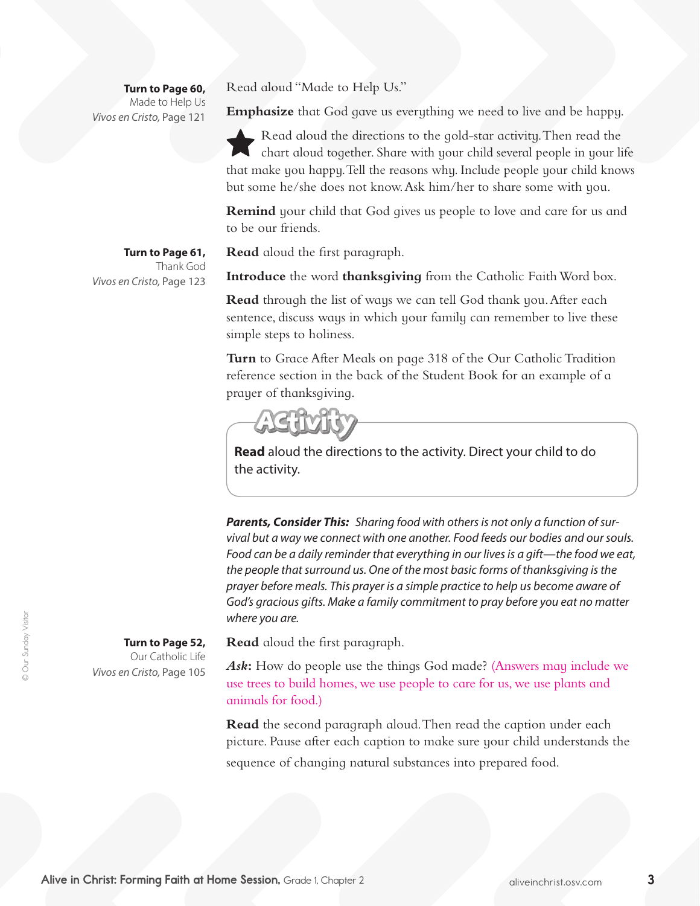**Turn to Page 60,**
Made to Help Us
*Vivos en Cristo,* Page 121

Read aloud "Made to Help Us."

**Emphasize** that God gave us everything we need to live and be happy.

★ Read aloud the directions to the gold-star activity. Then read the chart aloud together. Share with your child several people in your life that make you happy. Tell the reasons why. Include people your child knows but some he/she does not know. Ask him/her to share some with you.

**Remind** your child that God gives us people to love and care for us and to be our friends.

**Turn to Page 61,**
Thank God
*Vivos en Cristo,* Page 123

**Read** aloud the first paragraph.

**Introduce** the word **thanksgiving** from the Catholic Faith Word box.

**Read** through the list of ways we can tell God thank you. After each sentence, discuss ways in which your family can remember to live these simple steps to holiness.

**Turn** to Grace After Meals on page 318 of the Our Catholic Tradition reference section in the back of the Student Book for an example of a prayer of thanksgiving.

**Activity**

**Read** aloud the directions to the activity. Direct your child to do the activity.

***Parents, Consider This:*** *Sharing food with others is not only a function of survival but a way we connect with one another. Food feeds our bodies and our souls. Food can be a daily reminder that everything in our lives is a gift—the food we eat, the people that surround us. One of the most basic forms of thanksgiving is the prayer before meals. This prayer is a simple practice to help us become aware of God's gracious gifts. Make a family commitment to pray before you eat no matter where you are.*

**Turn to Page 52,**
Our Catholic Life
*Vivos en Cristo,* Page 105

**Read** aloud the first paragraph.

***Ask*:** How do people use the things God made? (Answers may include we use trees to build homes, we use people to care for us, we use plants and animals for food.)

**Read** the second paragraph aloud. Then read the caption under each picture. Pause after each caption to make sure your child understands the sequence of changing natural substances into prepared food.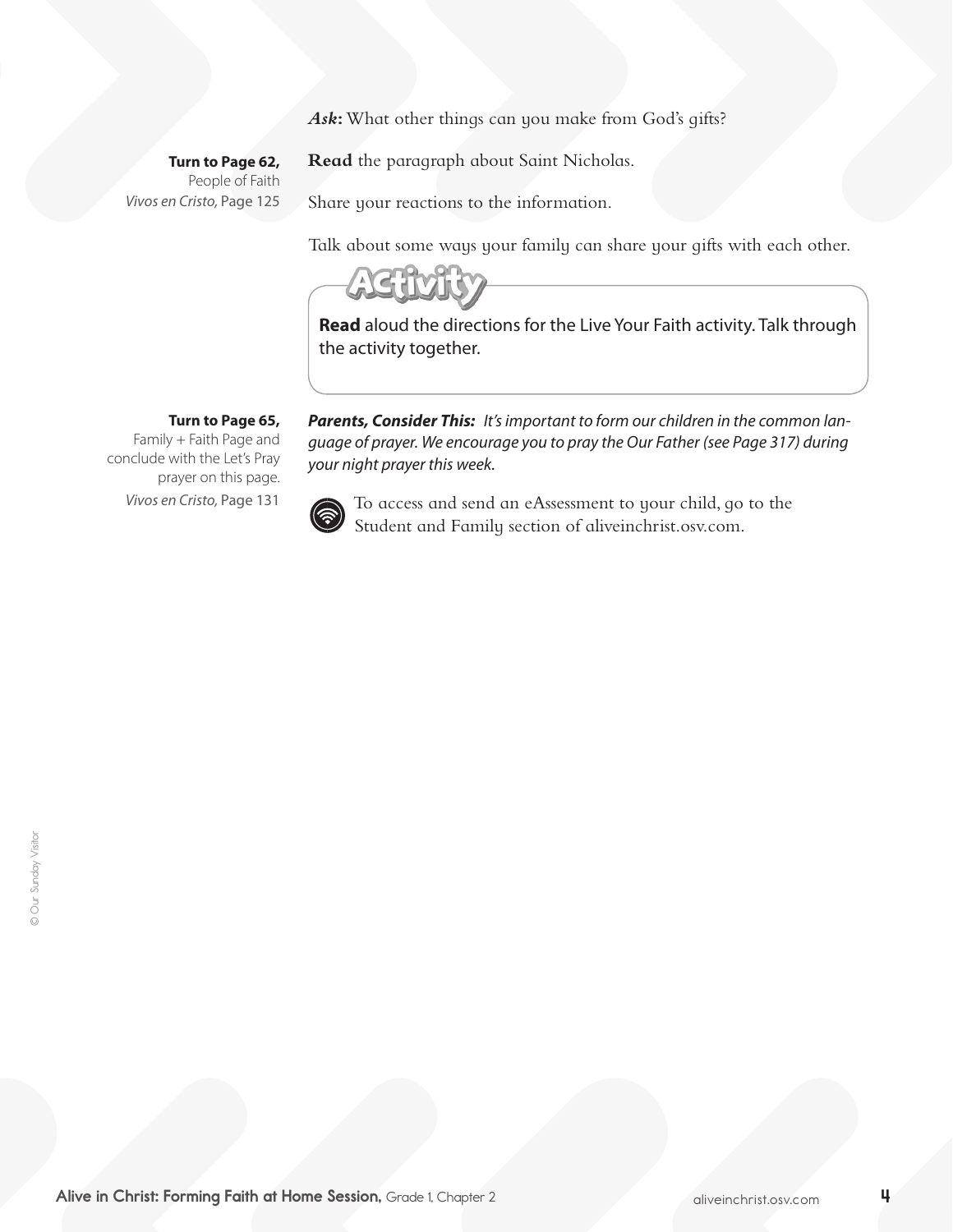***Ask*:** What other things can you make from God's gifts?

**Turn to Page 62,**
People of Faith
*Vivos en Cristo,* Page 125

**Read** the paragraph about Saint Nicholas.

Share your reactions to the information.

Talk about some ways your family can share your gifts with each other.

**Activity**

**Read** aloud the directions for the Live Your Faith activity. Talk through the activity together.

**Turn to Page 65,**
Family + Faith Page and conclude with the Let's Pray prayer on this page.
*Vivos en Cristo,* Page 131

***Parents, Consider This:*** *It's important to form our children in the common language of prayer. We encourage you to pray the Our Father (see Page 317) during your night prayer this week.*

To access and send an eAssessment to your child, go to the Student and Family section of aliveinchrist.osv.com.